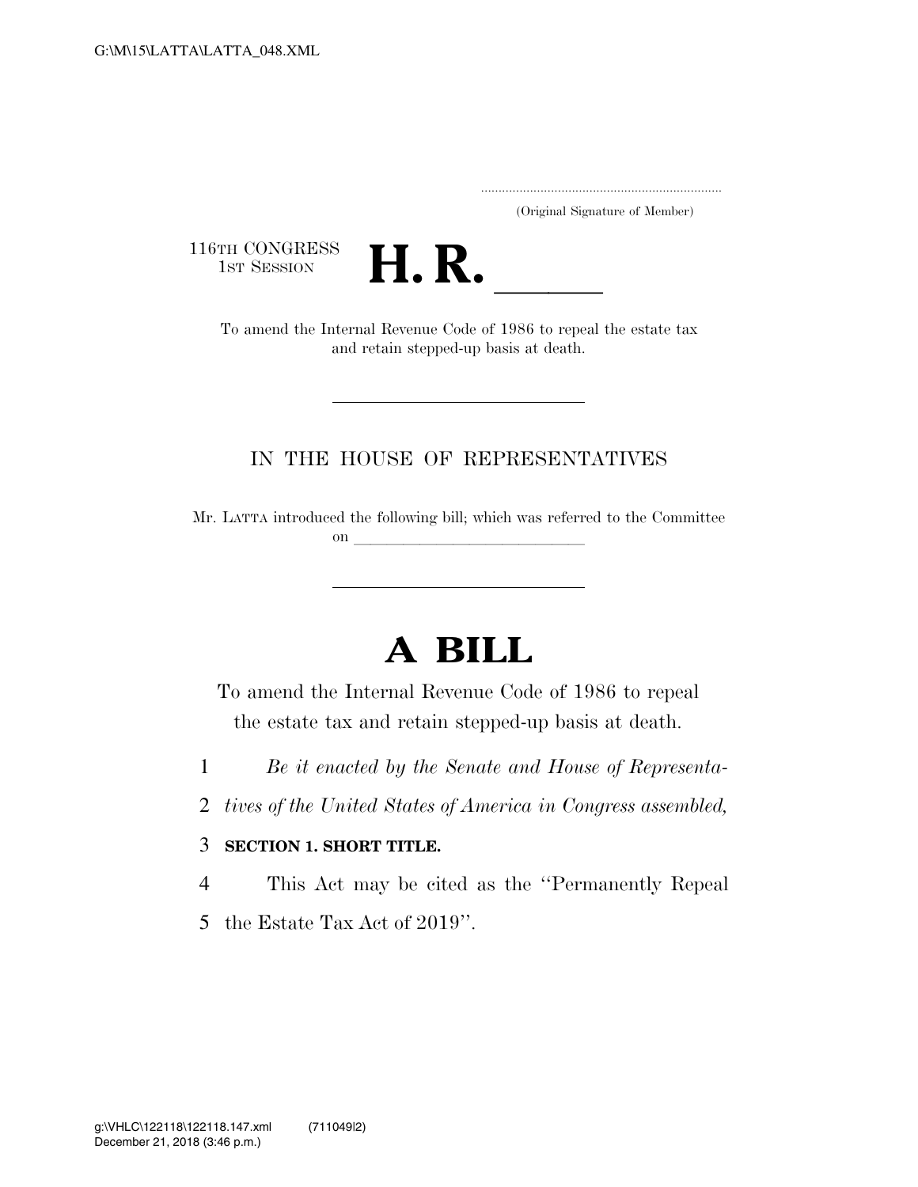(Original Signature of Member)

116TH CONGRESS
1ST SESSION

# H. R. \_\_\_\_\_

To amend the Internal Revenue Code of 1986 to repeal the estate tax and retain stepped-up basis at death.

---

IN THE HOUSE OF REPRESENTATIVES

Mr. LATTA introduced the following bill; which was referred to the Committee on \_\_\_\_\_\_\_\_\_\_\_\_\_\_\_\_\_\_\_\_\_\_\_\_\_\_\_\_\_\_

---

# A BILL

To amend the Internal Revenue Code of 1986 to repeal the estate tax and retain stepped-up basis at death.

1 *Be it enacted by the Senate and House of Representa-*
2 *tives of the United States of America in Congress assembled,*

3 **SECTION 1. SHORT TITLE.**

4 This Act may be cited as the ''Permanently Repeal
5 the Estate Tax Act of 2019''.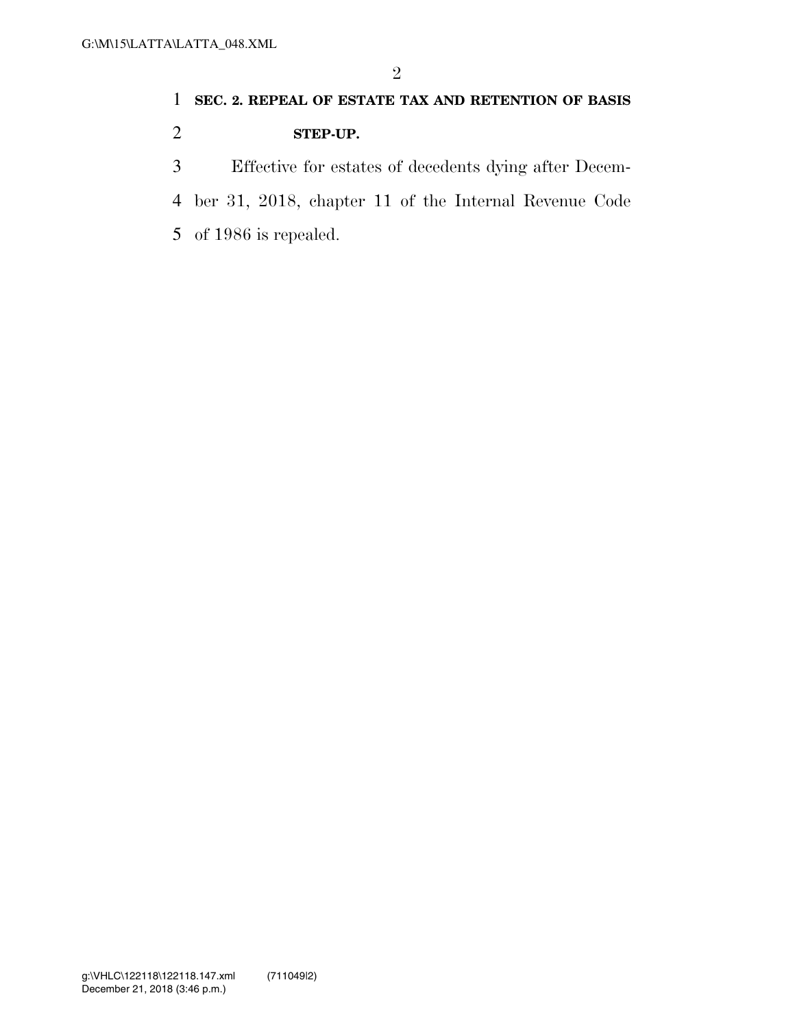**SEC. 2. REPEAL OF ESTATE TAX AND RETENTION OF BASIS STEP-UP.**

Effective for estates of decedents dying after December 31, 2018, chapter 11 of the Internal Revenue Code of 1986 is repealed.